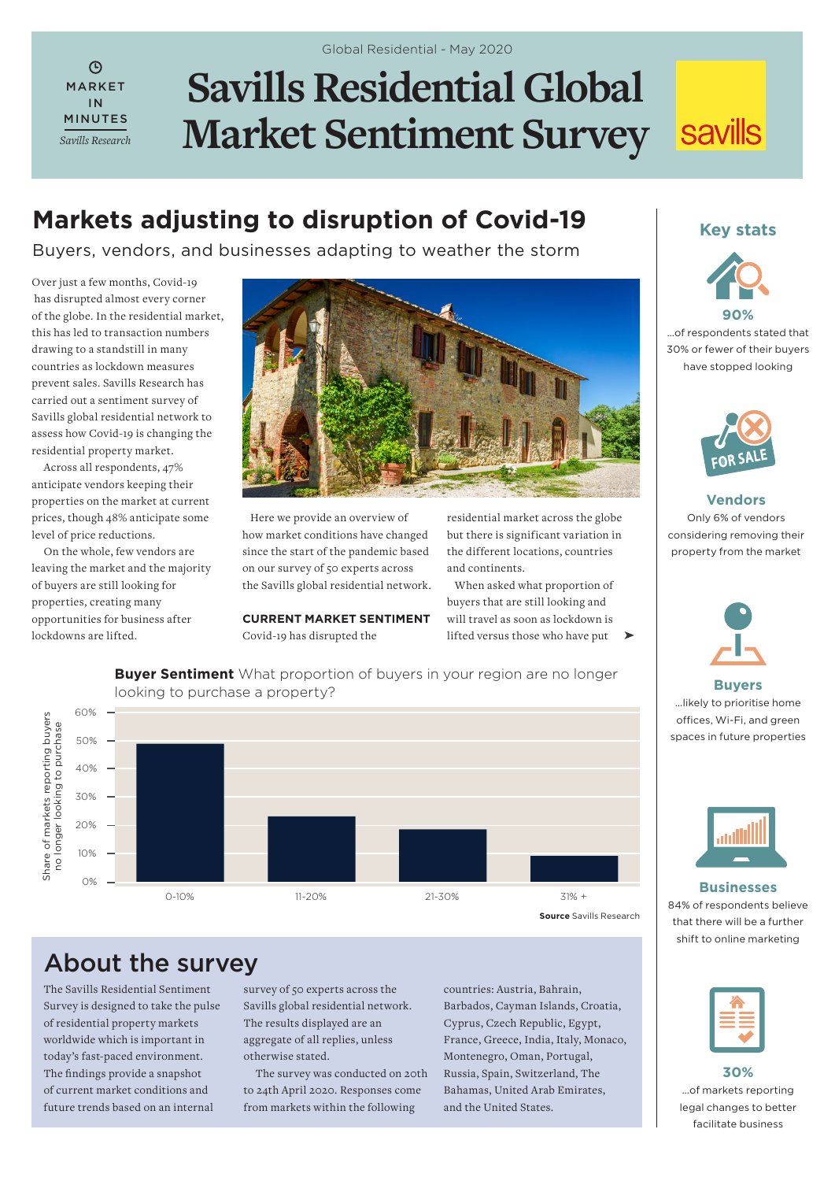Global Residential - May 2020

MARKET IN MINUTES

*Savills Research*

# Savills Residential Global Market Sentiment Survey

## Markets adjusting to disruption of Covid-19

Buyers, vendors, and businesses adapting to weather the storm

Over just a few months, Covid-19 has disrupted almost every corner of the globe. In the residential market, this has led to transaction numbers drawing to a standstill in many countries as lockdown measures prevent sales. Savills Research has carried out a sentiment survey of Savills global residential network to assess how Covid-19 is changing the residential property market.

Across all respondents, 47% anticipate vendors keeping their properties on the market at current prices, though 48% anticipate some level of price reductions.

On the whole, few vendors are leaving the market and the majority of buyers are still looking for properties, creating many opportunities for business after lockdowns are lifted.

Here we provide an overview of how market conditions have changed since the start of the pandemic based on our survey of 50 experts across the Savills global residential network.

**CURRENT MARKET SENTIMENT**

Covid-19 has disrupted the residential market across the globe but there is significant variation in the different locations, countries and continents.

When asked what proportion of buyers that are still looking and will travel as soon as lockdown is lifted versus those who have put ➤

**Buyer Sentiment** What proportion of buyers in your region are no longer looking to purchase a property?

| Proportion of buyers no longer looking | Share of markets reporting buyers no longer looking to purchase |
|---|---|
| 0-10% | ~49% |
| 11-20% | ~23% |
| 21-30% | ~19% |
| 31% + | ~9% |

**Source** Savills Research

## About the survey

The Savills Residential Sentiment Survey is designed to take the pulse of residential property markets worldwide which is important in today's fast-paced environment. The findings provide a snapshot of current market conditions and future trends based on an internal survey of 50 experts across the Savills global residential network. The results displayed are an aggregate of all replies, unless otherwise stated.

The survey was conducted on 20th to 24th April 2020. Responses come from markets within the following countries: Austria, Bahrain, Barbados, Cayman Islands, Croatia, Cyprus, Czech Republic, Egypt, France, Greece, India, Italy, Monaco, Montenegro, Oman, Portugal, Russia, Spain, Switzerland, The Bahamas, United Arab Emirates, and the United States.

## Key stats

**90%**
...of respondents stated that 30% or fewer of their buyers have stopped looking

**Vendors**
Only 6% of vendors considering removing their property from the market

**Buyers**
...likely to prioritise home offices, Wi-Fi, and green spaces in future properties

**Businesses**
84% of respondents believe that there will be a further shift to online marketing

**30%**
...of markets reporting legal changes to better facilitate business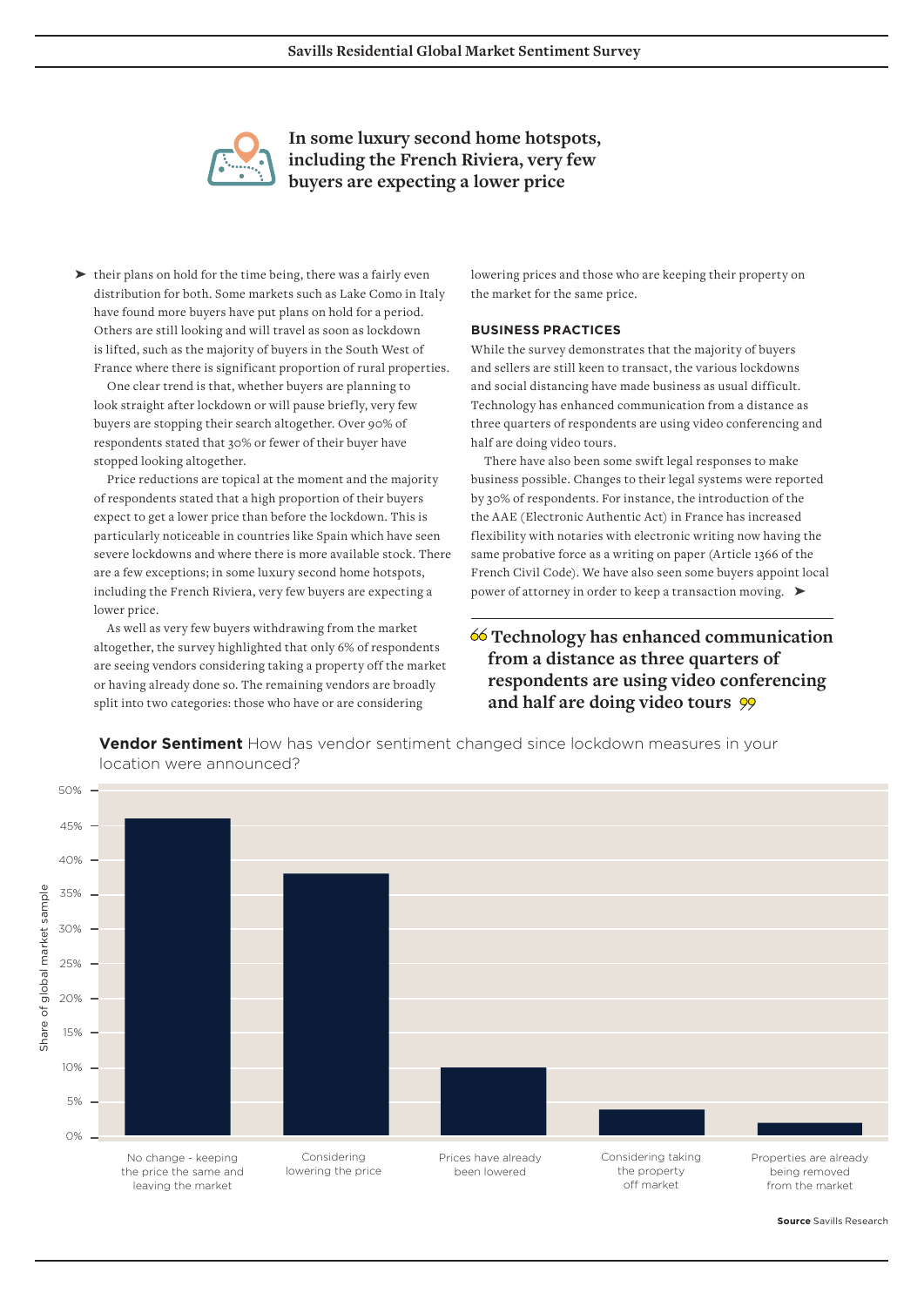**In some luxury second home hotspots, including the French Riviera, very few buyers are expecting a lower price**

their plans on hold for the time being, there was a fairly even distribution for both. Some markets such as Lake Como in Italy have found more buyers have put plans on hold for a period. Others are still looking and will travel as soon as lockdown is lifted, such as the majority of buyers in the South West of France where there is significant proportion of rural properties.

One clear trend is that, whether buyers are planning to look straight after lockdown or will pause briefly, very few buyers are stopping their search altogether. Over 90% of respondents stated that 30% or fewer of their buyer have stopped looking altogether.

Price reductions are topical at the moment and the majority of respondents stated that a high proportion of their buyers expect to get a lower price than before the lockdown. This is particularly noticeable in countries like Spain which have seen severe lockdowns and where there is more available stock. There are a few exceptions; in some luxury second home hotspots, including the French Riviera, very few buyers are expecting a lower price.

As well as very few buyers withdrawing from the market altogether, the survey highlighted that only 6% of respondents are seeing vendors considering taking a property off the market or having already done so. The remaining vendors are broadly split into two categories: those who have or are considering lowering prices and those who are keeping their property on the market for the same price.

### BUSINESS PRACTICES

While the survey demonstrates that the majority of buyers and sellers are still keen to transact, the various lockdowns and social distancing have made business as usual difficult. Technology has enhanced communication from a distance as three quarters of respondents are using video conferencing and half are doing video tours.

There have also been some swift legal responses to make business possible. Changes to their legal systems were reported by 30% of respondents. For instance, the introduction of the the AAE (Electronic Authentic Act) in France has increased flexibility with notaries with electronic writing now having the same probative force as a writing on paper (Article 1366 of the French Civil Code). We have also seen some buyers appoint local power of attorney in order to keep a transaction moving.

> **Technology has enhanced communication from a distance as three quarters of respondents are using video conferencing and half are doing video tours**

**Vendor Sentiment** How has vendor sentiment changed since lockdown measures in your location were announced?

| Vendor sentiment | Share of global market sample (approx.) |
|---|---|
| No change - keeping the price the same and leaving the market | 46% |
| Considering lowering the price | 38% |
| Prices have already been lowered | 10% |
| Considering taking the property off market | 4% |
| Properties are already being removed from the market | 2% |

**Source** Savills Research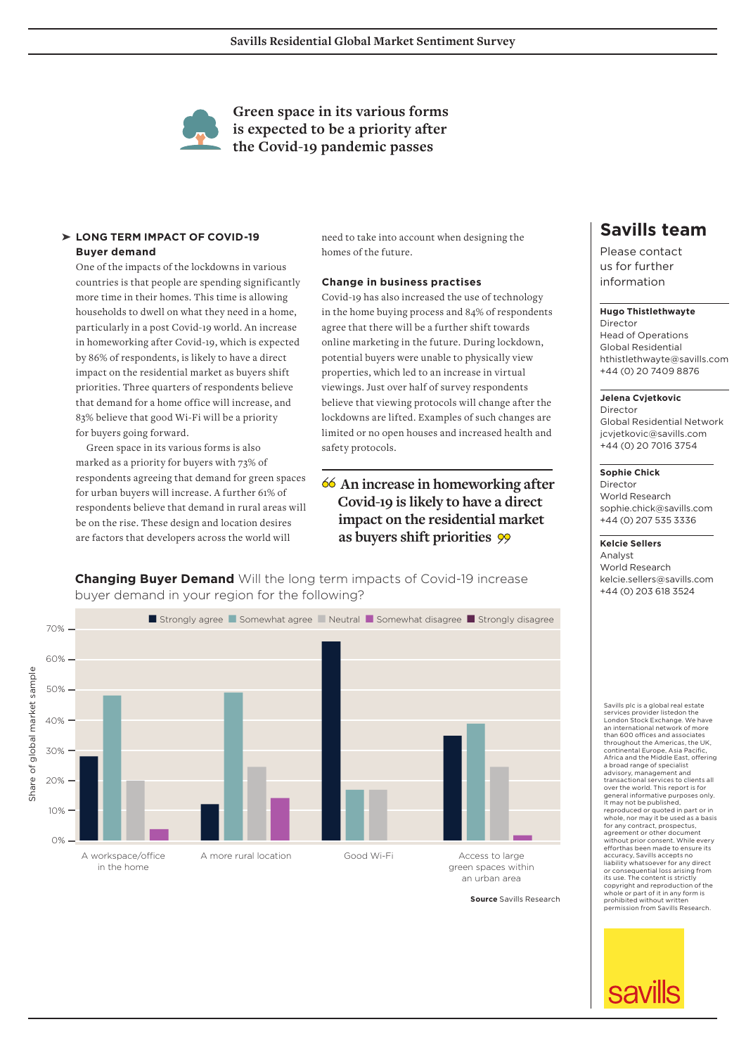## Green space in its various forms is expected to be a priority after the Covid-19 pandemic passes

### ➤ LONG TERM IMPACT OF COVID-19

**Buyer demand**

One of the impacts of the lockdowns in various countries is that people are spending significantly more time in their homes. This time is allowing households to dwell on what they need in a home, particularly in a post Covid-19 world. An increase in homeworking after Covid-19, which is expected by 86% of respondents, is likely to have a direct impact on the residential market as buyers shift priorities. Three quarters of respondents believe that demand for a home office will increase, and 83% believe that good Wi-Fi will be a priority for buyers going forward.

Green space in its various forms is also marked as a priority for buyers with 73% of respondents agreeing that demand for green spaces for urban buyers will increase. A further 61% of respondents believe that demand in rural areas will be on the rise. These design and location desires are factors that developers across the world will need to take into account when designing the homes of the future.

**Change in business practises**

Covid-19 has also increased the use of technology in the home buying process and 84% of respondents agree that there will be a further shift towards online marketing in the future. During lockdown, potential buyers were unable to physically view properties, which led to an increase in virtual viewings. Just over half of survey respondents believe that viewing protocols will change after the lockdowns are lifted. Examples of such changes are limited or no open houses and increased health and safety protocols.

> "An increase in homeworking after Covid-19 is likely to have a direct impact on the residential market as buyers shift priorities"

**Changing Buyer Demand** Will the long term impacts of Covid-19 increase buyer demand in your region for the following?

Strongly agree, Somewhat agree, Neutral, Somewhat disagree, Strongly disagree

70%
60%
50%
40%
30%
20%
10%
0%

Share of global market sample

A workspace/office in the home
A more rural location
Good Wi-Fi
Access to large green spaces within an urban area

**Source** Savills Research

## Savills team

Please contact us for further information

**Hugo Thistlethwayte**
Director
Head of Operations
Global Residential
hthistlethwayte@savills.com
+44 (0) 20 7409 8876

**Jelena Cvjetkovic**
Director
Global Residential Network
jcvjetkovic@savills.com
+44 (0) 20 7016 3754

**Sophie Chick**
Director
World Research
sophie.chick@savills.com
+44 (0) 207 535 3336

**Kelcie Sellers**
Analyst
World Research
kelcie.sellers@savills.com
+44 (0) 203 618 3524

Savills plc is a global real estate services provider listedon the London Stock Exchange. We have an international network of more than 600 offices and associates throughout the Americas, the UK, continental Europe, Asia Pacific, Africa and the Middle East, offering a broad range of specialist advisory, management and transactional services to clients all over the world. This report is for general informative purposes only. It may not be published, reproduced or quoted in part or in whole, nor may it be used as a basis for any contract, prospectus, agreement or other document without prior consent. While every effort has been made to ensure its accuracy, Savills accepts no liability whatsoever for any direct or consequential loss arising from its use. The content is strictly copyright and reproduction of the whole or part of it in any form is prohibited without written permission from Savills Research.

savills